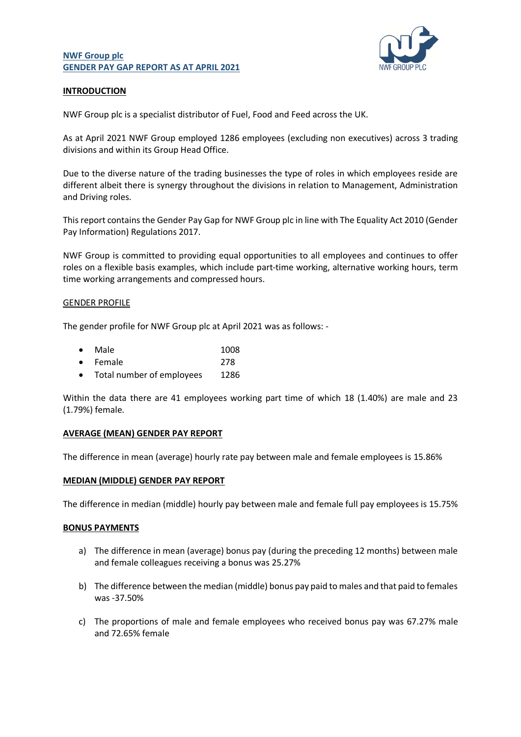## NWF Group plc
## GENDER PAY GAP REPORT AS AT APRIL 2021

### INTRODUCTION

NWF Group plc is a specialist distributor of Fuel, Food and Feed across the UK.

As at April 2021 NWF Group employed 1286 employees (excluding non executives) across 3 trading divisions and within its Group Head Office.

Due to the diverse nature of the trading businesses the type of roles in which employees reside are different albeit there is synergy throughout the divisions in relation to Management, Administration and Driving roles.

This report contains the Gender Pay Gap for NWF Group plc in line with The Equality Act 2010 (Gender Pay Information) Regulations 2017.

NWF Group is committed to providing equal opportunities to all employees and continues to offer roles on a flexible basis examples, which include part-time working, alternative working hours, term time working arrangements and compressed hours.

### GENDER PROFILE

The gender profile for NWF Group plc at April 2021 was as follows: -

- Male 1008
- Female 278
- Total number of employees 1286

Within the data there are 41 employees working part time of which 18 (1.40%) are male and 23 (1.79%) female.

### AVERAGE (MEAN) GENDER PAY REPORT

The difference in mean (average) hourly rate pay between male and female employees is 15.86%

### MEDIAN (MIDDLE) GENDER PAY REPORT

The difference in median (middle) hourly pay between male and female full pay employees is 15.75%

### BONUS PAYMENTS

a) The difference in mean (average) bonus pay (during the preceding 12 months) between male and female colleagues receiving a bonus was 25.27%

b) The difference between the median (middle) bonus pay paid to males and that paid to females was -37.50%

c) The proportions of male and female employees who received bonus pay was 67.27% male and 72.65% female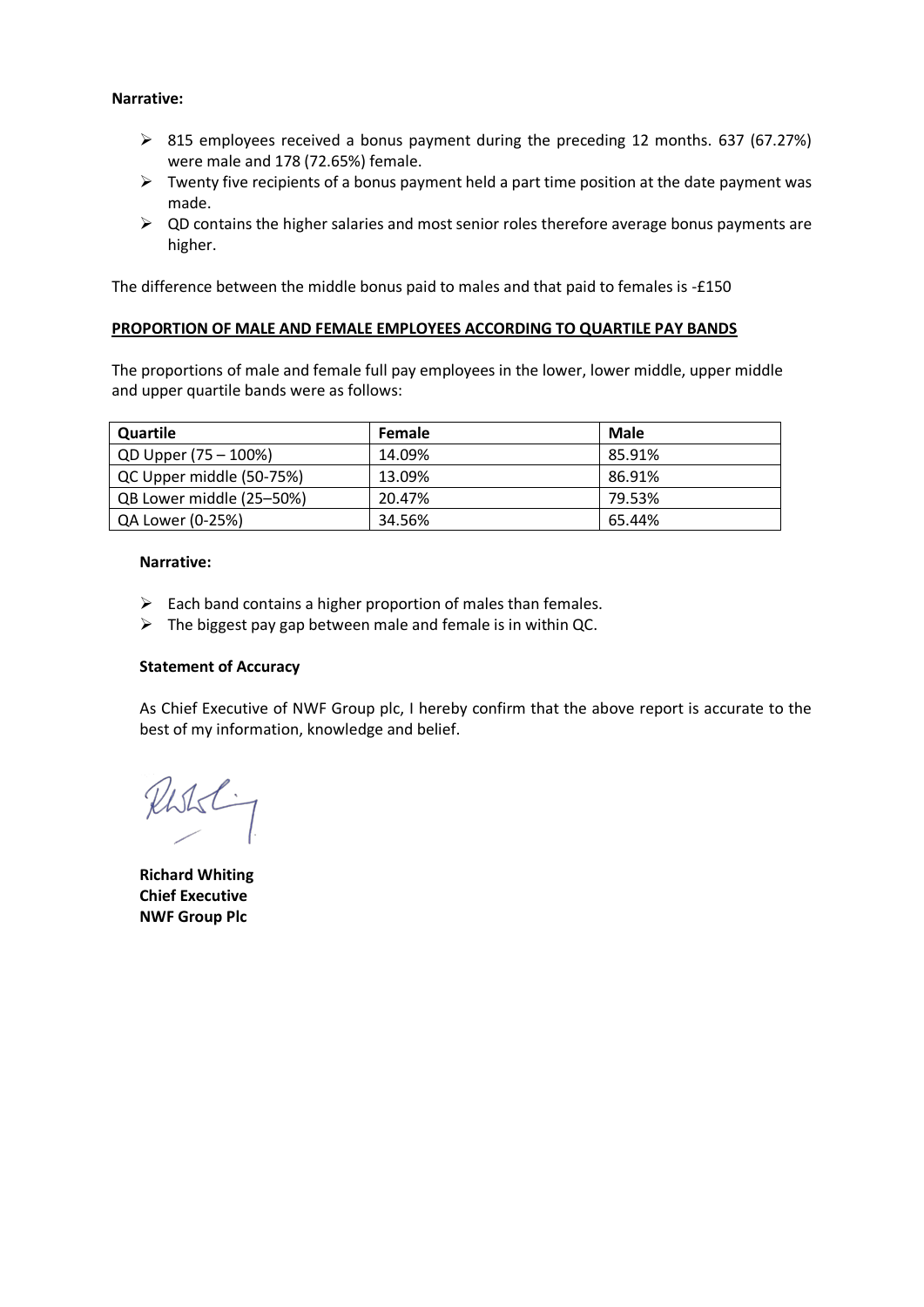**Narrative:**

- 815 employees received a bonus payment during the preceding 12 months. 637 (67.27%) were male and 178 (72.65%) female.
- Twenty five recipients of a bonus payment held a part time position at the date payment was made.
- QD contains the higher salaries and most senior roles therefore average bonus payments are higher.

The difference between the middle bonus paid to males and that paid to females is -£150

**PROPORTION OF MALE AND FEMALE EMPLOYEES ACCORDING TO QUARTILE PAY BANDS**

The proportions of male and female full pay employees in the lower, lower middle, upper middle and upper quartile bands were as follows:

| Quartile | Female | Male |
|---|---|---|
| QD Upper (75 – 100%) | 14.09% | 85.91% |
| QC Upper middle (50-75%) | 13.09% | 86.91% |
| QB Lower middle (25–50%) | 20.47% | 79.53% |
| QA Lower (0-25%) | 34.56% | 65.44% |

**Narrative:**

- Each band contains a higher proportion of males than females.
- The biggest pay gap between male and female is in within QC.

**Statement of Accuracy**

As Chief Executive of NWF Group plc, I hereby confirm that the above report is accurate to the best of my information, knowledge and belief.

**Richard Whiting**
**Chief Executive**
**NWF Group Plc**